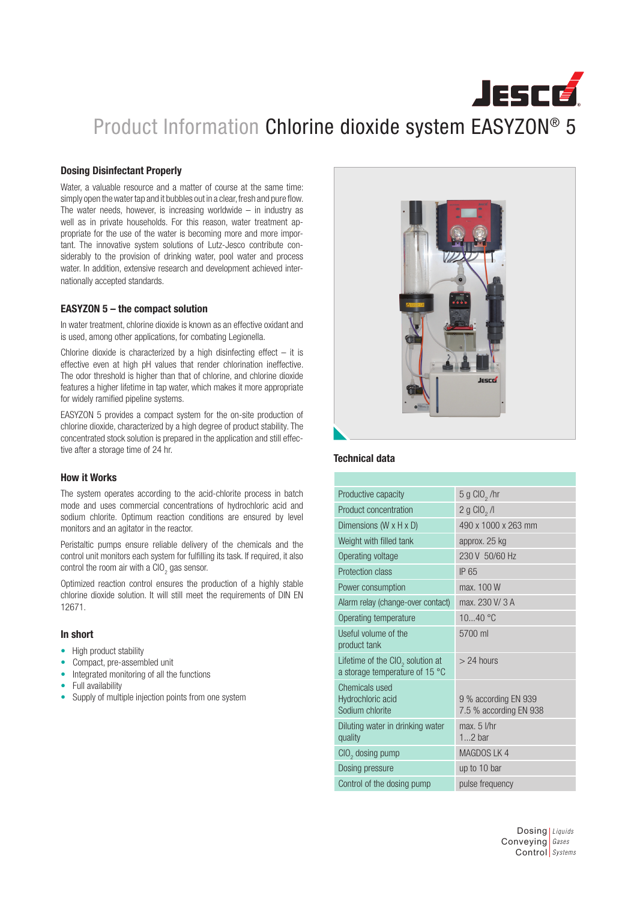# Product Information Chlorine dioxide system EASYZON® 5

## Dosing Disinfectant Properly

Water, a valuable resource and a matter of course at the same time: simply open the water tap and it bubbles out in a clear, fresh and pure flow. The water needs, however, is increasing worldwide – in industry as well as in private households. For this reason, water treatment appropriate for the use of the water is becoming more and more important. The innovative system solutions of Lutz-Jesco contribute considerably to the provision of drinking water, pool water and process water. In addition, extensive research and development achieved internationally accepted standards.

## EASYZON 5 – the compact solution

In water treatment, chlorine dioxide is known as an effective oxidant and is used, among other applications, for combating Legionella.

Chlorine dioxide is characterized by a high disinfecting effect – it is effective even at high pH values that render chlorination ineffective. The odor threshold is higher than that of chlorine, and chlorine dioxide features a higher lifetime in tap water, which makes it more appropriate for widely ramified pipeline systems.

EASYZON 5 provides a compact system for the on-site production of chlorine dioxide, characterized by a high degree of product stability. The concentrated stock solution is prepared in the application and still effective after a storage time of 24 hr.

## How it Works

The system operates according to the acid-chlorite process in batch mode and uses commercial concentrations of hydrochloric acid and sodium chlorite. Optimum reaction conditions are ensured by level monitors and an agitator in the reactor.

Peristaltic pumps ensure reliable delivery of the chemicals and the control unit monitors each system for fulfilling its task. If required, it also control the room air with a $ClO_2$ gas sensor.

Optimized reaction control ensures the production of a highly stable chlorine dioxide solution. It will still meet the requirements of DIN EN 12671.

## In short

- High product stability
- Compact, pre-assembled unit
- Integrated monitoring of all the functions
- Full availability
- Supply of multiple injection points from one system

## Technical data

| | |
|---|---|
| Productive capacity | 5 g $ClO_2$ /hr |
| Product concentration | 2 g $ClO_2$ /l |
| Dimensions (W x H x D) | 490 x 1000 x 263 mm |
| Weight with filled tank | approx. 25 kg |
| Operating voltage | 230 V 50/60 Hz |
| Protection class | IP 65 |
| Power consumption | max. 100 W |
| Alarm relay (change-over contact) | max. 230 V/ 3 A |
| Operating temperature | 10...40 °C |
| Useful volume of the product tank | 5700 ml |
| Lifetime of the $ClO_2$ solution at a storage temperature of 15 °C | > 24 hours |
| Chemicals used<br>Hydrochloric acid<br>Sodium chlorite | <br>9 % according EN 939<br>7.5 % according EN 938 |
| Diluting water in drinking water quality | max. 5 l/hr<br>1...2 bar |
| $ClO_2$ dosing pump | MAGDOS LK 4 |
| Dosing pressure | up to 10 bar |
| Control of the dosing pump | pulse frequency |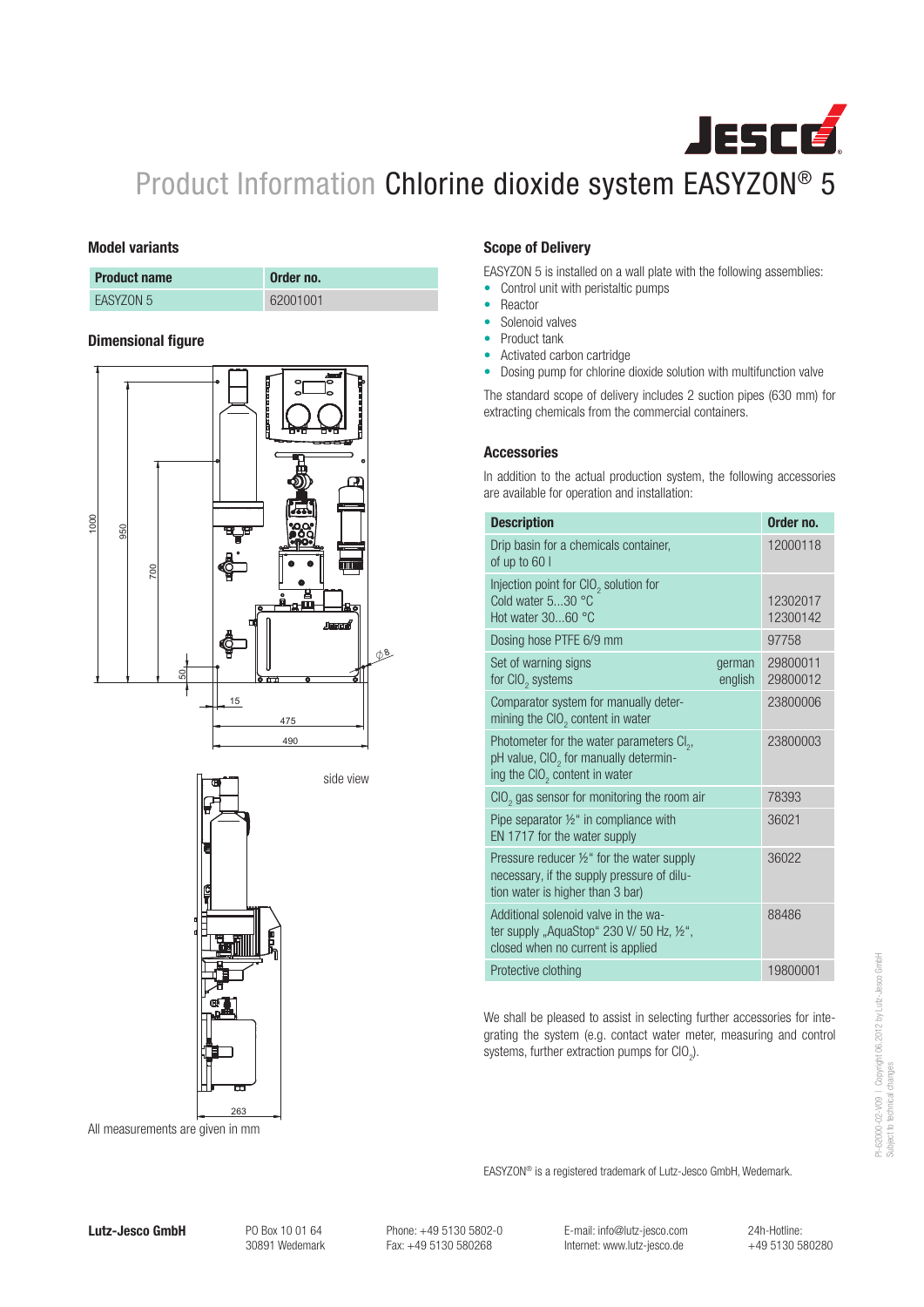# Product Information Chlorine dioxide system EASYZON® 5

## Model variants

| Product name | Order no. |
|---|---|
| EASYZON 5 | 62001001 |

## Dimensional figure

1000
950
700
50
15
475
490
Ø 8

side view

263

All measurements are given in mm

## Scope of Delivery

EASYZON 5 is installed on a wall plate with the following assemblies:

- Control unit with peristaltic pumps
- Reactor
- Solenoid valves
- Product tank
- Activated carbon cartridge
- Dosing pump for chlorine dioxide solution with multifunction valve

The standard scope of delivery includes 2 suction pipes (630 mm) for extracting chemicals from the commercial containers.

## Accessories

In addition to the actual production system, the following accessories are available for operation and installation:

| Description | | Order no. |
|---|---|---|
| Drip basin for a chemicals container, of up to 60 l | | 12000118 |
| Injection point for $ClO_2$ solution for Cold water 5...30 °C | | 12302017 |
| Hot water 30...60 °C | | 12300142 |
| Dosing hose PTFE 6/9 mm | | 97758 |
| Set of warning signs for $ClO_2$ systems | german | 29800011 |
| | english | 29800012 |
| Comparator system for manually determining the $ClO_2$ content in water | | 23800006 |
| Photometer for the water parameters $Cl_2$, pH value, $ClO_2$ for manually determining the $ClO_2$ content in water | | 23800003 |
| $ClO_2$ gas sensor for monitoring the room air | | 78393 |
| Pipe separator ½" in compliance with EN 1717 for the water supply | | 36021 |
| Pressure reducer ½" for the water supply necessary, if the supply pressure of dilution water is higher than 3 bar) | | 36022 |
| Additional solenoid valve in the water supply „AquaStop" 230 V/ 50 Hz, ½", closed when no current is applied | | 88486 |
| Protective clothing | | 19800001 |

We shall be pleased to assist in selecting further accessories for integrating the system (e.g. contact water meter, measuring and control systems, further extraction pumps for $ClO_2$).

EASYZON® is a registered trademark of Lutz-Jesco GmbH, Wedemark.

PI-62000-02-V09 | Copyright 06 2012 by Lutz-Jesco GmbH
Subject to technical changes

**Lutz-Jesco GmbH** PO Box 10 01 64, 30891 Wedemark | Phone: +49 5130 5802-0, Fax: +49 5130 580268 | E-mail: info@lutz-jesco.com, Internet: www.lutz-jesco.de | 24h-Hotline: +49 5130 580280